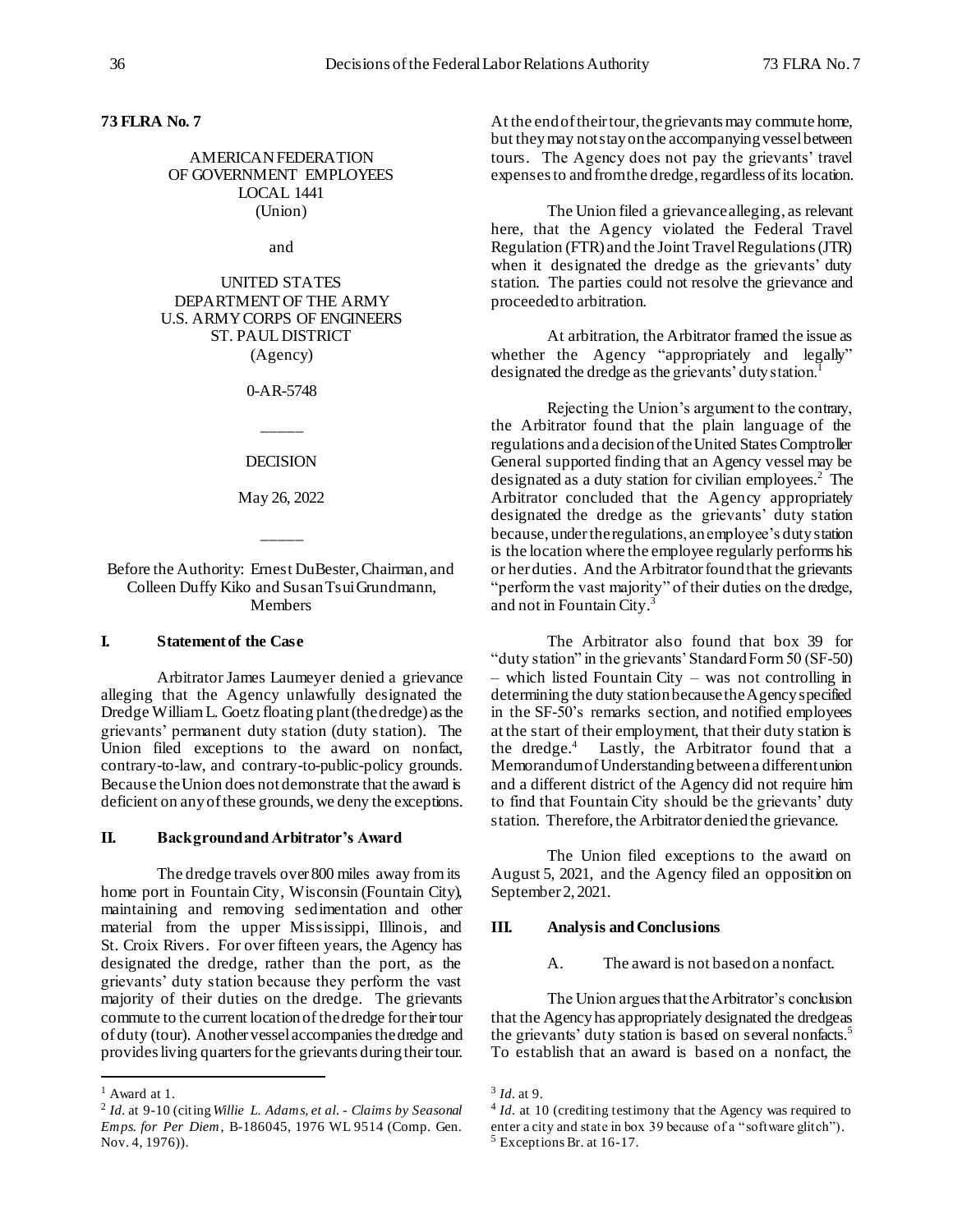**73 FLRA No. 7**

AMERICAN FEDERATION
OF GOVERNMENT EMPLOYEES
LOCAL 1441
(Union)

and

UNITED STATES
DEPARTMENT OF THE ARMY
U.S. ARMY CORPS OF ENGINEERS
ST. PAUL DISTRICT
(Agency)

0-AR-5748

\_\_\_\_\_

DECISION

May 26, 2022

\_\_\_\_\_

Before the Authority: Ernest DuBester, Chairman, and Colleen Duffy Kiko and Susan Tsui Grundmann, Members

## I. Statement of the Case

Arbitrator James Laumeyer denied a grievance alleging that the Agency unlawfully designated the Dredge William L. Goetz floating plant (the dredge) as the grievants' permanent duty station (duty station). The Union filed exceptions to the award on nonfact, contrary-to-law, and contrary-to-public-policy grounds. Because the Union does not demonstrate that the award is deficient on any of these grounds, we deny the exceptions.

## II. Background and Arbitrator's Award

The dredge travels over 800 miles away from its home port in Fountain City, Wisconsin (Fountain City), maintaining and removing sedimentation and other material from the upper Mississippi, Illinois, and St. Croix Rivers. For over fifteen years, the Agency has designated the dredge, rather than the port, as the grievants' duty station because they perform the vast majority of their duties on the dredge. The grievants commute to the current location of the dredge for their tour of duty (tour). Another vessel accompanies the dredge and provides living quarters for the grievants during their tour. At the end of their tour, the grievants may commute home, but they may not stay on the accompanying vessel between tours. The Agency does not pay the grievants' travel expenses to and from the dredge, regardless of its location.

The Union filed a grievance alleging, as relevant here, that the Agency violated the Federal Travel Regulation (FTR) and the Joint Travel Regulations (JTR) when it designated the dredge as the grievants' duty station. The parties could not resolve the grievance and proceeded to arbitration.

At arbitration, the Arbitrator framed the issue as whether the Agency "appropriately and legally" designated the dredge as the grievants' duty station.[1]

Rejecting the Union's argument to the contrary, the Arbitrator found that the plain language of the regulations and a decision of the United States Comptroller General supported finding that an Agency vessel may be designated as a duty station for civilian employees.[2] The Arbitrator concluded that the Agency appropriately designated the dredge as the grievants' duty station because, under the regulations, an employee's duty station is the location where the employee regularly performs his or her duties. And the Arbitrator found that the grievants "perform the vast majority" of their duties on the dredge, and not in Fountain City.[3]

The Arbitrator also found that box 39 for "duty station" in the grievants' Standard Form 50 (SF-50) – which listed Fountain City – was not controlling in determining the duty station because the Agency specified in the SF-50's remarks section, and notified employees at the start of their employment, that their duty station is the dredge.[4] Lastly, the Arbitrator found that a Memorandum of Understanding between a different union and a different district of the Agency did not require him to find that Fountain City should be the grievants' duty station. Therefore, the Arbitrator denied the grievance.

The Union filed exceptions to the award on August 5, 2021, and the Agency filed an opposition on September 2, 2021.

## III. Analysis and Conclusions

### A. The award is not based on a nonfact.

The Union argues that the Arbitrator's conclusion that the Agency has appropriately designated the dredge as the grievants' duty station is based on several nonfacts.[5] To establish that an award is based on a nonfact, the

---

[1] Award at 1.

[2] *Id.* at 9-10 (citing *Willie L. Adams, et al. - Claims by Seasonal Emps. for Per Diem*, B-186045, 1976 WL 9514 (Comp. Gen. Nov. 4, 1976)).

[3] *Id.* at 9.

[4] *Id.* at 10 (crediting testimony that the Agency was required to enter a city and state in box 39 because of a "software glitch").

[5] Exceptions Br. at 16-17.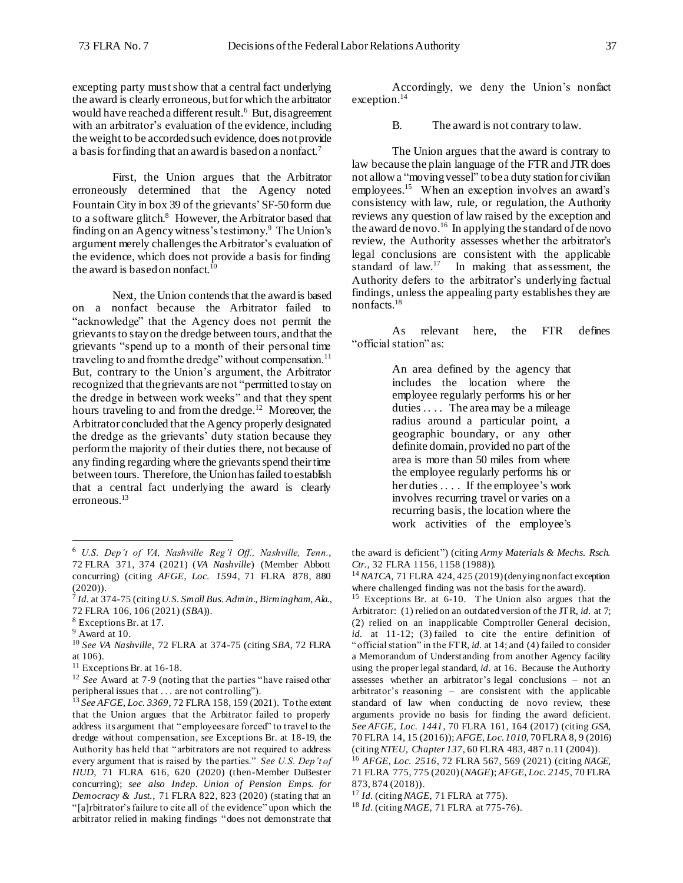excepting party must show that a central fact underlying the award is clearly erroneous, but for which the arbitrator would have reached a different result.[6] But, disagreement with an arbitrator's evaluation of the evidence, including the weight to be accorded such evidence, does not provide a basis for finding that an award is based on a nonfact.[7]

First, the Union argues that the Arbitrator erroneously determined that the Agency noted Fountain City in box 39 of the grievants' SF-50 form due to a software glitch.[8] However, the Arbitrator based that finding on an Agency witness's testimony.[9] The Union's argument merely challenges the Arbitrator's evaluation of the evidence, which does not provide a basis for finding the award is based on nonfact.[10]

Next, the Union contends that the award is based on a nonfact because the Arbitrator failed to "acknowledge" that the Agency does not permit the grievants to stay on the dredge between tours, and that the grievants "spend up to a month of their personal time traveling to and from the dredge" without compensation.[11] But, contrary to the Union's argument, the Arbitrator recognized that the grievants are not "permitted to stay on the dredge in between work weeks" and that they spent hours traveling to and from the dredge.[12] Moreover, the Arbitrator concluded that the Agency properly designated the dredge as the grievants' duty station because they perform the majority of their duties there, not because of any finding regarding where the grievants spend their time between tours. Therefore, the Union has failed to establish that a central fact underlying the award is clearly erroneous.[13]

Accordingly, we deny the Union's nonfact exception.[14]

B. The award is not contrary to law.

The Union argues that the award is contrary to law because the plain language of the FTR and JTR does not allow a "moving vessel" to be a duty station for civilian employees.[15] When an exception involves an award's consistency with law, rule, or regulation, the Authority reviews any question of law raised by the exception and the award de novo.[16] In applying the standard of de novo review, the Authority assesses whether the arbitrator's legal conclusions are consistent with the applicable standard of law.[17] In making that assessment, the Authority defers to the arbitrator's underlying factual findings, unless the appealing party establishes they are nonfacts.[18]

As relevant here, the FTR defines "official station" as:

> An area defined by the agency that includes the location where the employee regularly performs his or her duties . . . . The area may be a mileage radius around a particular point, a geographic boundary, or any other definite domain, provided no part of the area is more than 50 miles from where the employee regularly performs his or her duties . . . . If the employee's work involves recurring travel or varies on a recurring basis, the location where the work activities of the employee's

---

[6] *U.S. Dep't of VA, Nashville Reg'l Off., Nashville, Tenn.*, 72 FLRA 371, 374 (2021) (*VA Nashville*) (Member Abbott concurring) (citing *AFGE, Loc. 1594*, 71 FLRA 878, 880 (2020)).

[7] *Id.* at 374-75 (citing *U.S. Small Bus. Admin., Birmingham, Ala.*, 72 FLRA 106, 106 (2021) (*SBA*)).

[8] Exceptions Br. at 17.

[9] Award at 10.

[10] *See VA Nashville*, 72 FLRA at 374-75 (citing *SBA*, 72 FLRA at 106).

[11] Exceptions Br. at 16-18.

[12] *See* Award at 7-9 (noting that the parties "have raised other peripheral issues that . . . are not controlling").

[13] *See AFGE, Loc. 3369*, 72 FLRA 158, 159 (2021). To the extent that the Union argues that the Arbitrator failed to properly address its argument that "employees are forced" to travel to the dredge without compensation, *see* Exceptions Br. at 18-19, the Authority has held that "arbitrators are not required to address every argument that is raised by the parties." *See U.S. Dep't of HUD*, 71 FLRA 616, 620 (2020) (then-Member DuBester concurring); *see also Indep. Union of Pension Emps. for Democracy & Just.*, 71 FLRA 822, 823 (2020) (stating that an "[a]rbitrator's failure to cite all of the evidence" upon which the arbitrator relied in making findings "does not demonstrate that the award is deficient") (citing *Army Materials & Mechs. Rsch. Ctr.*, 32 FLRA 1156, 1158 (1988)).

[14] *NATCA*, 71 FLRA 424, 425 (2019) (denying nonfact exception where challenged finding was not the basis for the award).

[15] Exceptions Br. at 6-10. The Union also argues that the Arbitrator: (1) relied on an outdated version of the JTR, *id.* at 7; (2) relied on an inapplicable Comptroller General decision, *id.* at 11-12; (3) failed to cite the entire definition of "official station" in the FTR, *id.* at 14; and (4) failed to consider a Memorandum of Understanding from another Agency facility using the proper legal standard, *id.* at 16. Because the Authority assesses whether an arbitrator's legal conclusions – not an arbitrator's reasoning – are consistent with the applicable standard of law when conducting de novo review, these arguments provide no basis for finding the award deficient. *See AFGE, Loc. 1441*, 70 FLRA 161, 164 (2017) (citing *GSA*, 70 FLRA 14, 15 (2016)); *AFGE, Loc. 1010*, 70 FLRA 8, 9 (2016) (citing *NTEU, Chapter 137*, 60 FLRA 483, 487 n.11 (2004)).

[16] *AFGE, Loc. 2516*, 72 FLRA 567, 569 (2021) (citing *NAGE*, 71 FLRA 775, 775 (2020) (*NAGE*); *AFGE, Loc. 2145*, 70 FLRA 873, 874 (2018)).

[17] *Id.* (citing *NAGE*, 71 FLRA at 775).

[18] *Id.* (citing *NAGE*, 71 FLRA at 775-76).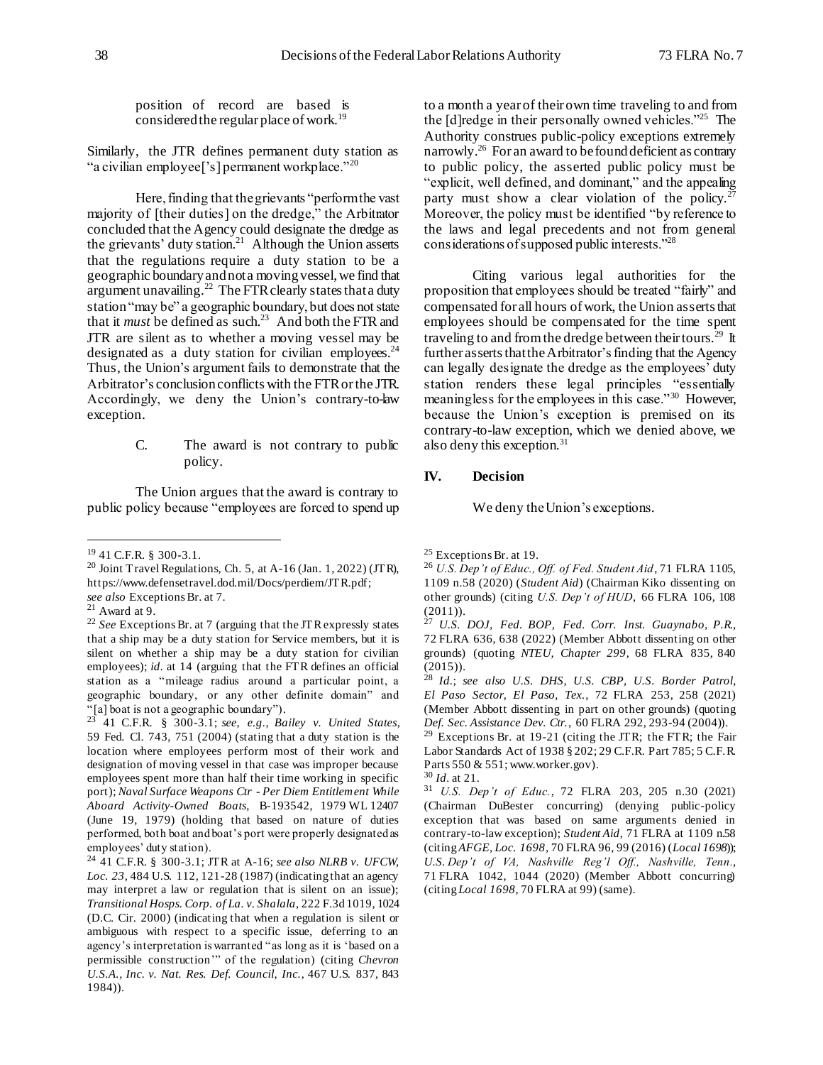position of record are based is considered the regular place of work.[19]

Similarly, the JTR defines permanent duty station as "a civilian employee['s] permanent workplace."[20]

Here, finding that the grievants "perform the vast majority of [their duties] on the dredge," the Arbitrator concluded that the Agency could designate the dredge as the grievants' duty station.[21] Although the Union asserts that the regulations require a duty station to be a geographic boundary and not a moving vessel, we find that argument unavailing.[22] The FTR clearly states that a duty station "may be" a geographic boundary, but does not state that it *must* be defined as such.[23] And both the FTR and JTR are silent as to whether a moving vessel may be designated as a duty station for civilian employees.[24] Thus, the Union's argument fails to demonstrate that the Arbitrator's conclusion conflicts with the FTR or the JTR. Accordingly, we deny the Union's contrary-to-law exception.

### C. The award is not contrary to public policy.

The Union argues that the award is contrary to public policy because "employees are forced to spend up to a month a year of their own time traveling to and from the [d]redge in their personally owned vehicles."[25] The Authority construes public-policy exceptions extremely narrowly.[26] For an award to be found deficient as contrary to public policy, the asserted public policy must be "explicit, well defined, and dominant," and the appealing party must show a clear violation of the policy.[27] Moreover, the policy must be identified "by reference to the laws and legal precedents and not from general considerations of supposed public interests."[28]

Citing various legal authorities for the proposition that employees should be treated "fairly" and compensated for all hours of work, the Union asserts that employees should be compensated for the time spent traveling to and from the dredge between their tours.[29] It further asserts that the Arbitrator's finding that the Agency can legally designate the dredge as the employees' duty station renders these legal principles "essentially meaningless for the employees in this case."[30] However, because the Union's exception is premised on its contrary-to-law exception, which we denied above, we also deny this exception.[31]

## IV. Decision

We deny the Union's exceptions.

---

[19] 41 C.F.R. § 300-3.1.

[20] Joint Travel Regulations, Ch. 5, at A-16 (Jan. 1, 2022) (JTR), https://www.defensetravel.dod.mil/Docs/perdiem/JTR.pdf; *see also* Exceptions Br. at 7.

[21] Award at 9.

[22] *See* Exceptions Br. at 7 (arguing that the JTR expressly states that a ship may be a duty station for Service members, but it is silent on whether a ship may be a duty station for civilian employees); *id*. at 14 (arguing that the FTR defines an official station as a "mileage radius around a particular point, a geographic boundary, or any other definite domain" and "[a] boat is not a geographic boundary").

[23] 41 C.F.R. § 300-3.1; *see, e.g.*, *Bailey v. United States*, 59 Fed. Cl. 743, 751 (2004) (stating that a duty station is the location where employees perform most of their work and designation of moving vessel in that case was improper because employees spent more than half their time working in specific port); *Naval Surface Weapons Ctr - Per Diem Entitlement While Aboard Activity-Owned Boats*, B-193542, 1979 WL 12407 (June 19, 1979) (holding that based on nature of duties performed, both boat and boat's port were properly designated as employees' duty station).

[24] 41 C.F.R. § 300-3.1; JTR at A-16; *see also NLRB v. UFCW, Loc. 23*, 484 U.S. 112, 121-28 (1987) (indicating that an agency may interpret a law or regulation that is silent on an issue); *Transitional Hosps. Corp. of La. v. Shalala*, 222 F.3d 1019, 1024 (D.C. Cir. 2000) (indicating that when a regulation is silent or ambiguous with respect to a specific issue, deferring to an agency's interpretation is warranted "as long as it is 'based on a permissible construction'" of the regulation) (citing *Chevron U.S.A., Inc. v. Nat. Res. Def. Council, Inc.*, 467 U.S. 837, 843 1984)).

[25] Exceptions Br. at 19.

[26] *U.S. Dep't of Educ., Off. of Fed. Student Aid*, 71 FLRA 1105, 1109 n.58 (2020) (*Student Aid*) (Chairman Kiko dissenting on other grounds) (citing *U.S. Dep't of HUD*, 66 FLRA 106, 108 (2011)).

[27] *U.S. DOJ, Fed. BOP, Fed. Corr. Inst. Guaynabo, P.R.*, 72 FLRA 636, 638 (2022) (Member Abbott dissenting on other grounds) (quoting *NTEU, Chapter 299*, 68 FLRA 835, 840 (2015)).

[28] *Id.*; *see also U.S. DHS, U.S. CBP, U.S. Border Patrol, El Paso Sector, El Paso, Tex.*, 72 FLRA 253, 258 (2021) (Member Abbott dissenting in part on other grounds) (quoting *Def. Sec. Assistance Dev. Ctr.*, 60 FLRA 292, 293-94 (2004)).

[29] Exceptions Br. at 19-21 (citing the JTR; the FTR; the Fair Labor Standards Act of 1938 § 202; 29 C.F.R. Part 785; 5 C.F.R. Parts 550 & 551; www.worker.gov).

[30] *Id*. at 21.

[31] *U.S. Dep't of Educ.*, 72 FLRA 203, 205 n.30 (2021) (Chairman DuBester concurring) (denying public-policy exception that was based on same arguments denied in contrary-to-law exception); *Student Aid*, 71 FLRA at 1109 n.58 (citing *AFGE, Loc. 1698*, 70 FLRA 96, 99 (2016) (*Local 1698*)); *U.S. Dep't of VA, Nashville Reg'l Off., Nashville, Tenn.*, 71 FLRA 1042, 1044 (2020) (Member Abbott concurring) (citing *Local 1698*, 70 FLRA at 99) (same).